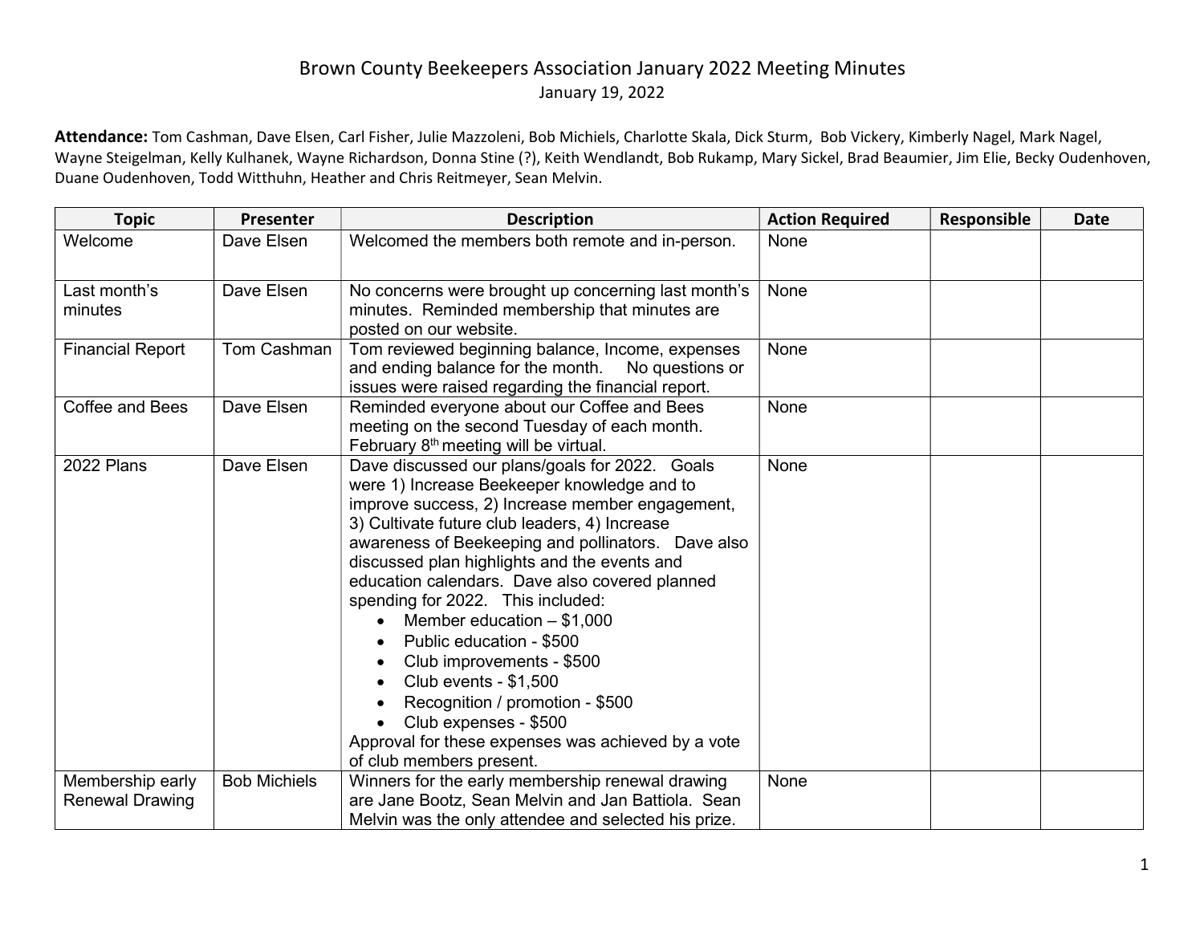# Brown County Beekeepers Association January 2022 Meeting Minutes

January 19, 2022

**Attendance:** Tom Cashman, Dave Elsen, Carl Fisher, Julie Mazzoleni, Bob Michiels, Charlotte Skala, Dick Sturm, Bob Vickery, Kimberly Nagel, Mark Nagel, Wayne Steigelman, Kelly Kulhanek, Wayne Richardson, Donna Stine (?), Keith Wendlandt, Bob Rukamp, Mary Sickel, Brad Beaumier, Jim Elie, Becky Oudenhoven, Duane Oudenhoven, Todd Witthuhn, Heather and Chris Reitmeyer, Sean Melvin.

| Topic | Presenter | Description | Action Required | Responsible | Date |
|---|---|---|---|---|---|
| Welcome | Dave Elsen | Welcomed the members both remote and in-person. | None | | |
| Last month's minutes | Dave Elsen | No concerns were brought up concerning last month's minutes. Reminded membership that minutes are posted on our website. | None | | |
| Financial Report | Tom Cashman | Tom reviewed beginning balance, Income, expenses and ending balance for the month. No questions or issues were raised regarding the financial report. | None | | |
| Coffee and Bees | Dave Elsen | Reminded everyone about our Coffee and Bees meeting on the second Tuesday of each month. February 8th meeting will be virtual. | None | | |
| 2022 Plans | Dave Elsen | Dave discussed our plans/goals for 2022. Goals were 1) Increase Beekeeper knowledge and to improve success, 2) Increase member engagement, 3) Cultivate future club leaders, 4) Increase awareness of Beekeeping and pollinators. Dave also discussed plan highlights and the events and education calendars. Dave also covered planned spending for 2022. This included:<br>• Member education – $1,000<br>• Public education - $500<br>• Club improvements - $500<br>• Club events - $1,500<br>• Recognition / promotion - $500<br>• Club expenses - $500<br>Approval for these expenses was achieved by a vote of club members present. | None | | |
| Membership early Renewal Drawing | Bob Michiels | Winners for the early membership renewal drawing are Jane Bootz, Sean Melvin and Jan Battiola. Sean Melvin was the only attendee and selected his prize. | None | | |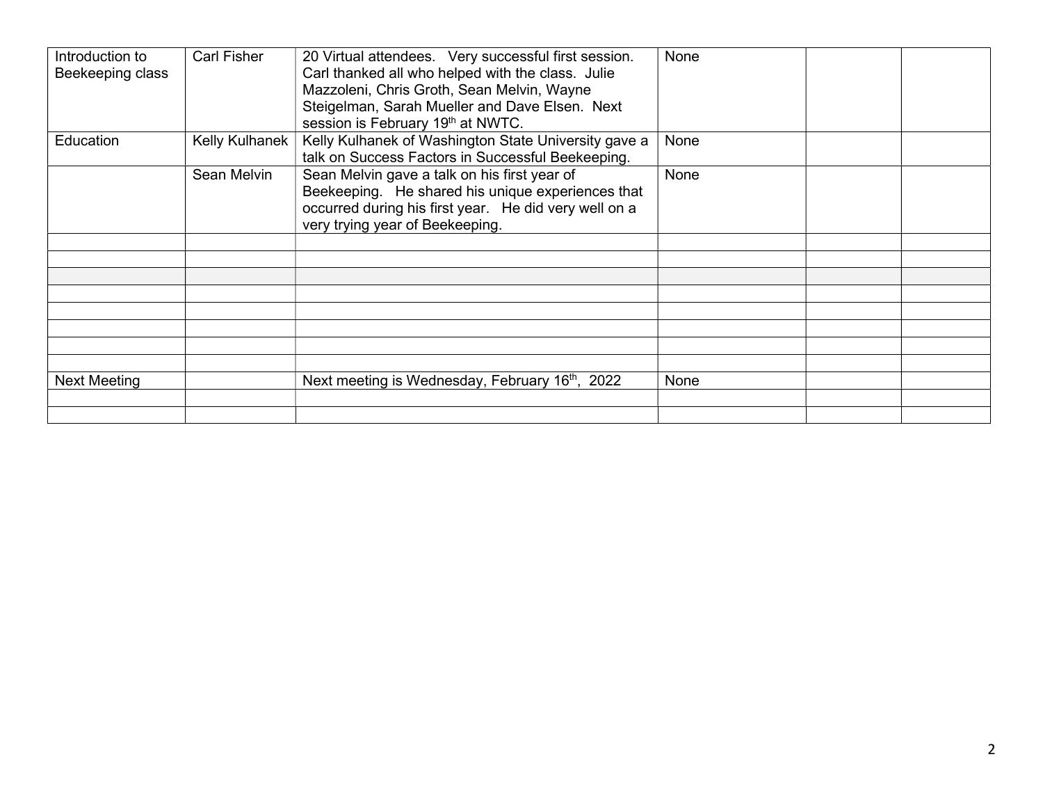| | | | | | |
|---|---|---|---|---|---|
| Introduction to Beekeeping class | Carl Fisher | 20 Virtual attendees. Very successful first session. Carl thanked all who helped with the class. Julie Mazzoleni, Chris Groth, Sean Melvin, Wayne Steigelman, Sarah Mueller and Dave Elsen. Next session is February 19th at NWTC. | None | | |
| Education | Kelly Kulhanek | Kelly Kulhanek of Washington State University gave a talk on Success Factors in Successful Beekeeping. | None | | |
| | Sean Melvin | Sean Melvin gave a talk on his first year of Beekeeping. He shared his unique experiences that occurred during his first year. He did very well on a very trying year of Beekeeping. | None | | |
| | | | | | |
| | | | | | |
| | | | | | |
| | | | | | |
| | | | | | |
| | | | | | |
| | | | | | |
| | | | | | |
| Next Meeting | | Next meeting is Wednesday, February 16th, 2022 | None | | |
| | | | | | |
| | | | | | |